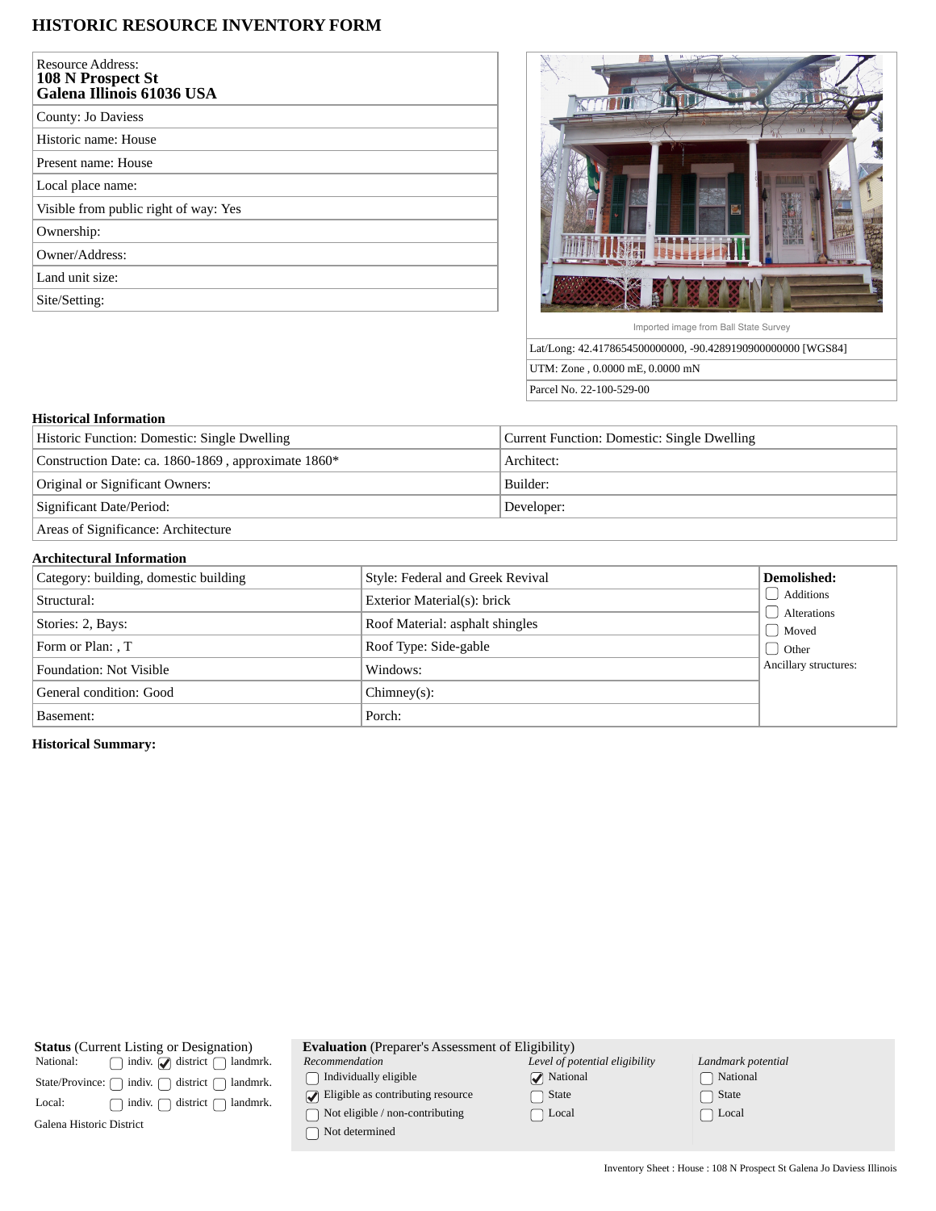# HISTORIC RESOURCE INVENTORY FORM

| Resource Address: **108 N Prospect St Galena Illinois 61036 USA** |
|---|
| County: Jo Daviess |
| Historic name: House |
| Present name: House |
| Local place name: |
| Visible from public right of way: Yes |
| Ownership: |
| Owner/Address: |
| Land unit size: |
| Site/Setting: |

Imported image from Ball State Survey

| Lat/Long: 42.4178654500000000, -90.4289190900000000 [WGS84] |
|---|
| UTM: Zone , 0.0000 mE, 0.0000 mN |
| Parcel No. 22-100-529-00 |

## Historical Information

| Historic Function: Domestic: Single Dwelling | Current Function: Domestic: Single Dwelling |
|---|---|
| Construction Date: ca. 1860-1869 , approximate 1860* | Architect: |
| Original or Significant Owners: | Builder: |
| Significant Date/Period: | Developer: |
| Areas of Significance: Architecture | |

## Architectural Information

| Category: building, domestic building | Style: Federal and Greek Revival | **Demolished:** |
|---|---|---|
| Structural: | Exterior Material(s): brick | ☐ Additions |
| Stories: 2, Bays: | Roof Material: asphalt shingles | ☐ Alterations |
| Form or Plan: , T | Roof Type: Side-gable | ☐ Moved |
| Foundation: Not Visible | Windows: | ☐ Other |
| General condition: Good | Chimney(s): | Ancillary structures: |
| Basement: | Porch: | |

**Historical Summary:**

**Status** (Current Listing or Designation)

| | | | |
|---|---|---|---|
| National: | ☐ indiv. | ☑ district | ☐ landmrk. |
| State/Province: | ☐ indiv. | ☐ district | ☐ landmrk. |
| Local: | ☐ indiv. | ☐ district | ☐ landmrk. |

Galena Historic District

**Evaluation** (Preparer's Assessment of Eligibility)

| *Recommendation* | *Level of potential eligibility* | *Landmark potential* |
|---|---|---|
| ☐ Individually eligible | ☑ National | ☐ National |
| ☑ Eligible as contributing resource | ☐ State | ☐ State |
| ☐ Not eligible / non-contributing | ☐ Local | ☐ Local |
| ☐ Not determined | | |

Inventory Sheet : House : 108 N Prospect St Galena Jo Daviess Illinois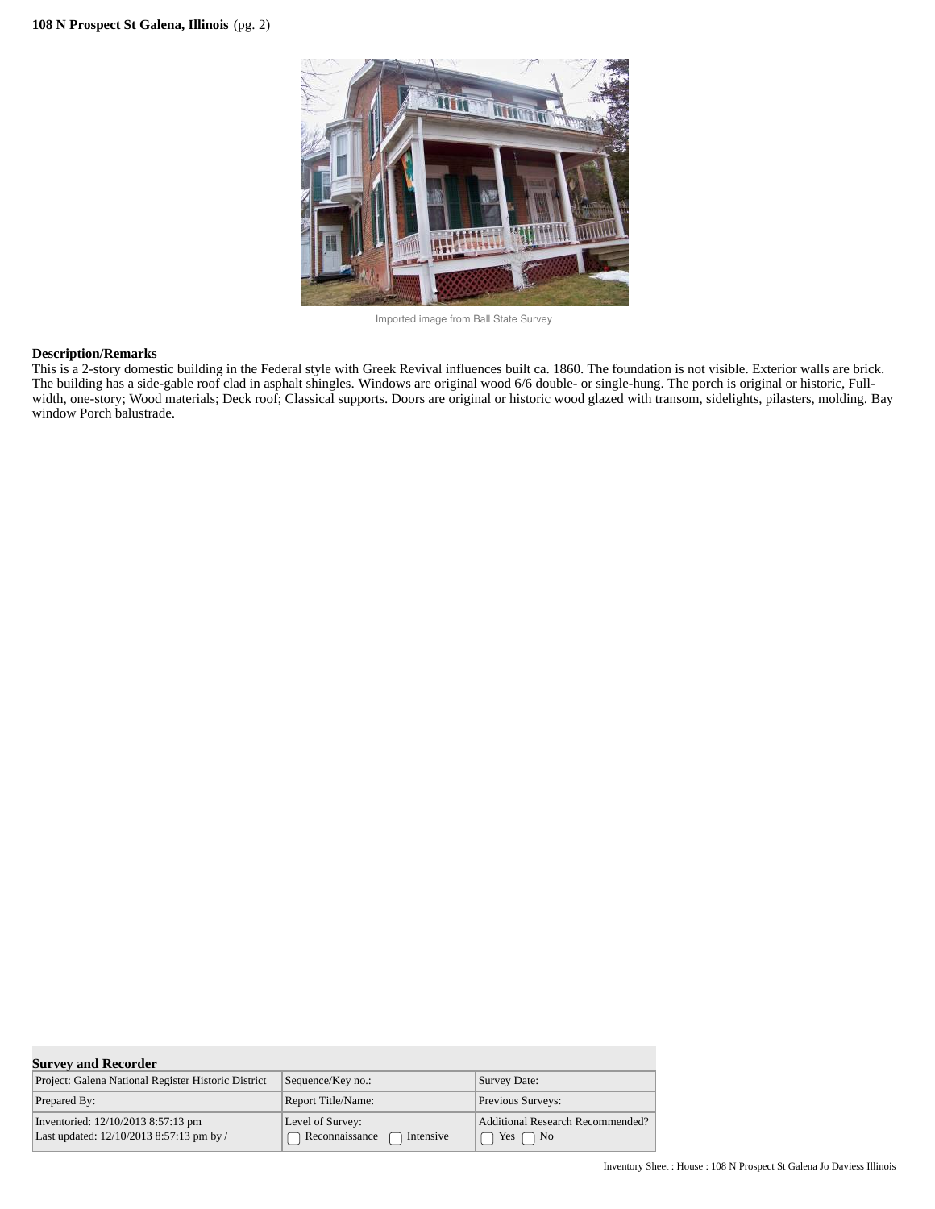Imported image from Ball State Survey

**Description/Remarks**

This is a 2-story domestic building in the Federal style with Greek Revival influences built ca. 1860. The foundation is not visible. Exterior walls are brick. The building has a side-gable roof clad in asphalt shingles. Windows are original wood 6/6 double- or single-hung. The porch is original or historic, Full-width, one-story; Wood materials; Deck roof; Classical supports. Doors are original or historic wood glazed with transom, sidelights, pilasters, molding. Bay window Porch balustrade.

**Survey and Recorder**

| | | |
|---|---|---|
| Project: Galena National Register Historic District | Sequence/Key no.: | Survey Date: |
| Prepared By: | Report Title/Name: | Previous Surveys: |
| Inventoried: 12/10/2013 8:57:13 pm<br>Last updated: 12/10/2013 8:57:13 pm by / | Level of Survey:<br>☐ Reconnaissance ☐ Intensive | Additional Research Recommended?<br>☐ Yes ☐ No |

Inventory Sheet : House : 108 N Prospect St Galena Jo Daviess Illinois